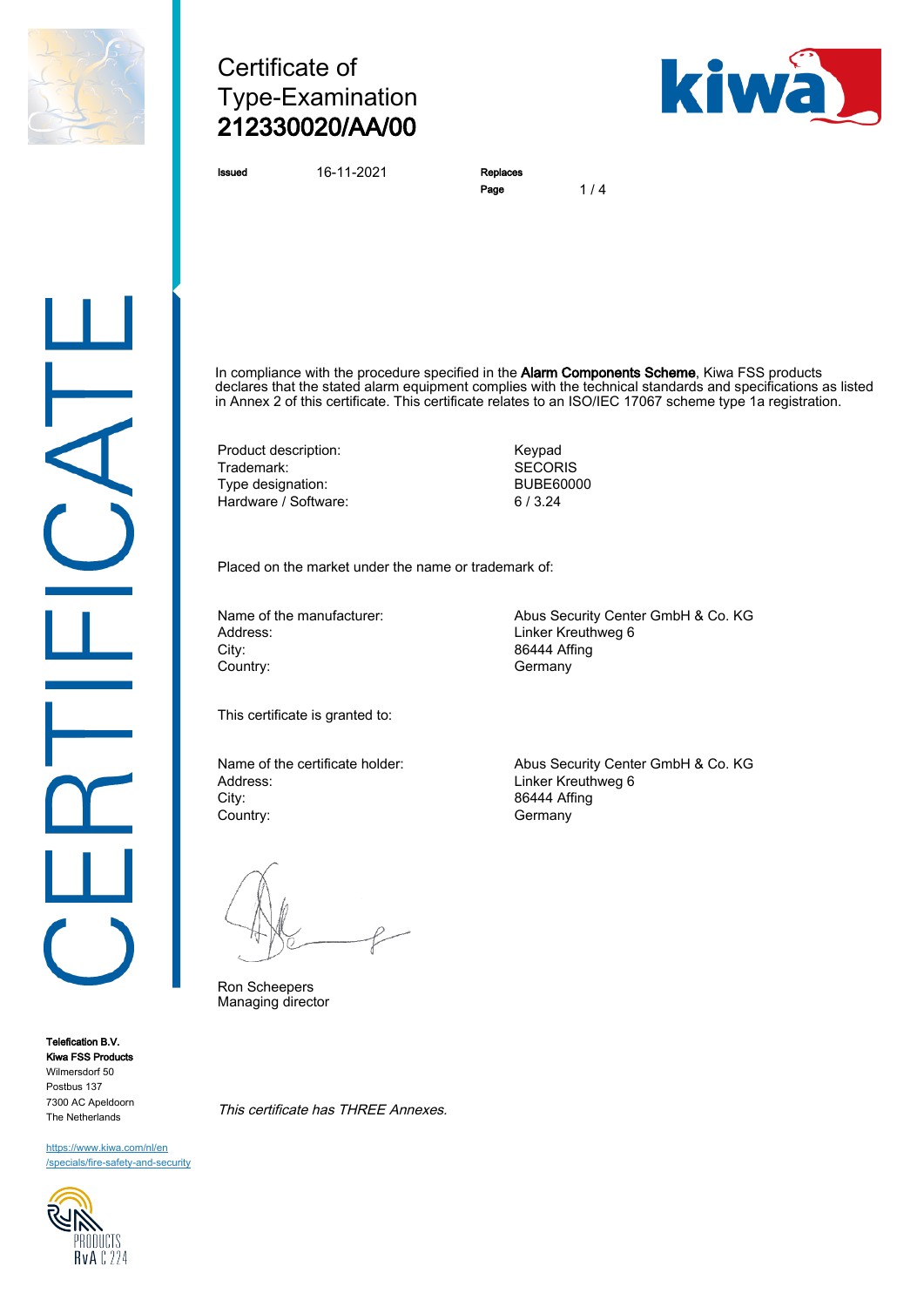# Certificate of Type-Examination
## 212330020/AA/00

**Issued** 16-11-2021

**Replaces**

In compliance with the procedure specified in the **Alarm Components Scheme**, Kiwa FSS products declares that the stated alarm equipment complies with the technical standards and specifications as listed in Annex 2 of this certificate. This certificate relates to an ISO/IEC 17067 scheme type 1a registration.

| | |
|---|---|
| Product description: | Keypad |
| Trademark: | SECORIS |
| Type designation: | BUBE60000 |
| Hardware / Software: | 6 / 3.24 |

Placed on the market under the name or trademark of:

| | |
|---|---|
| Name of the manufacturer: | Abus Security Center GmbH & Co. KG |
| Address: | Linker Kreuthweg 6 |
| City: | 86444 Affing |
| Country: | Germany |

This certificate is granted to:

| | |
|---|---|
| Name of the certificate holder: | Abus Security Center GmbH & Co. KG |
| Address: | Linker Kreuthweg 6 |
| City: | 86444 Affing |
| Country: | Germany |

Ron Scheepers
Managing director

*This certificate has THREE Annexes.*

**Telefication B.V.**
**Kiwa FSS Products**
Wilmersdorf 50
Postbus 137
7300 AC Apeldoorn
The Netherlands

https://www.kiwa.com/nl/en/specials/fire-safety-and-security

RvA C 224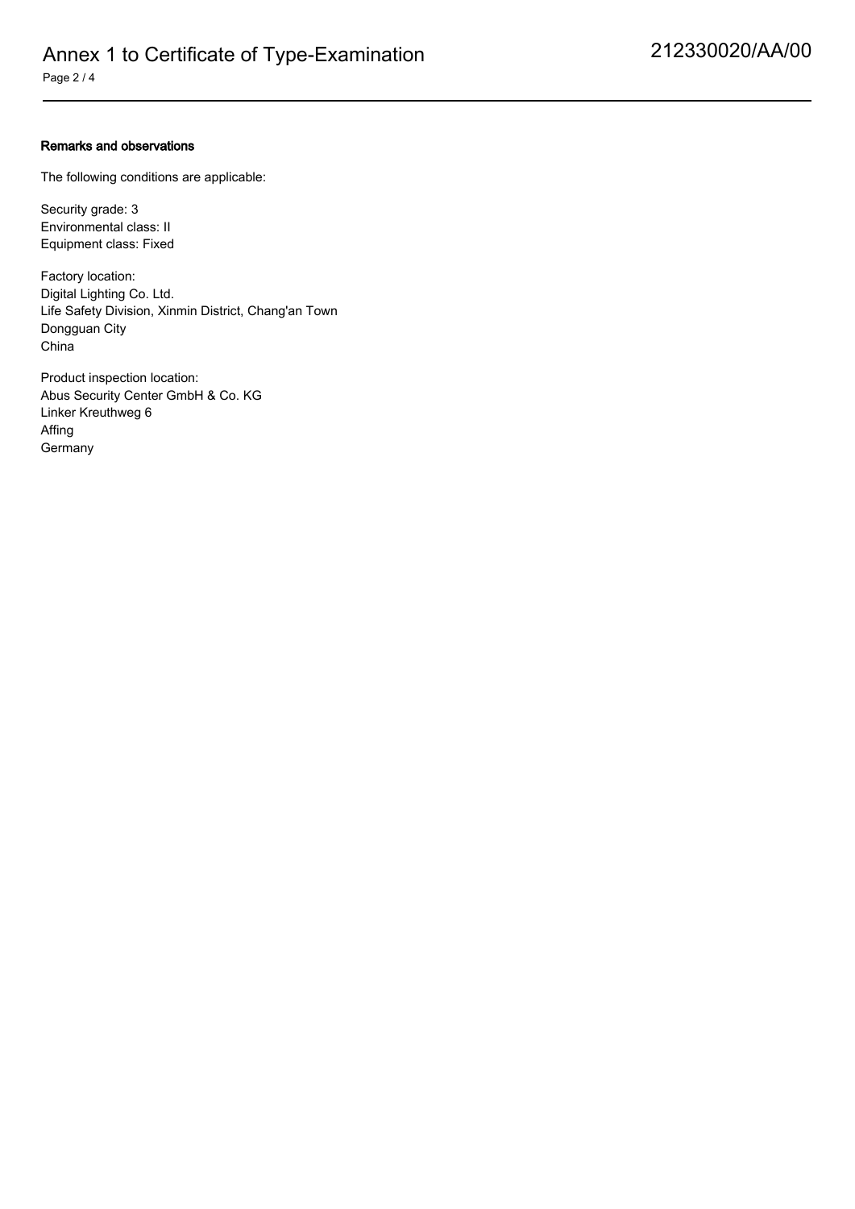**Remarks and observations**

The following conditions are applicable:

Security grade: 3
Environmental class: II
Equipment class: Fixed

Factory location:
Digital Lighting Co. Ltd.
Life Safety Division, Xinmin District, Chang'an Town
Dongguan City
China

Product inspection location:
Abus Security Center GmbH & Co. KG
Linker Kreuthweg 6
Affing
Germany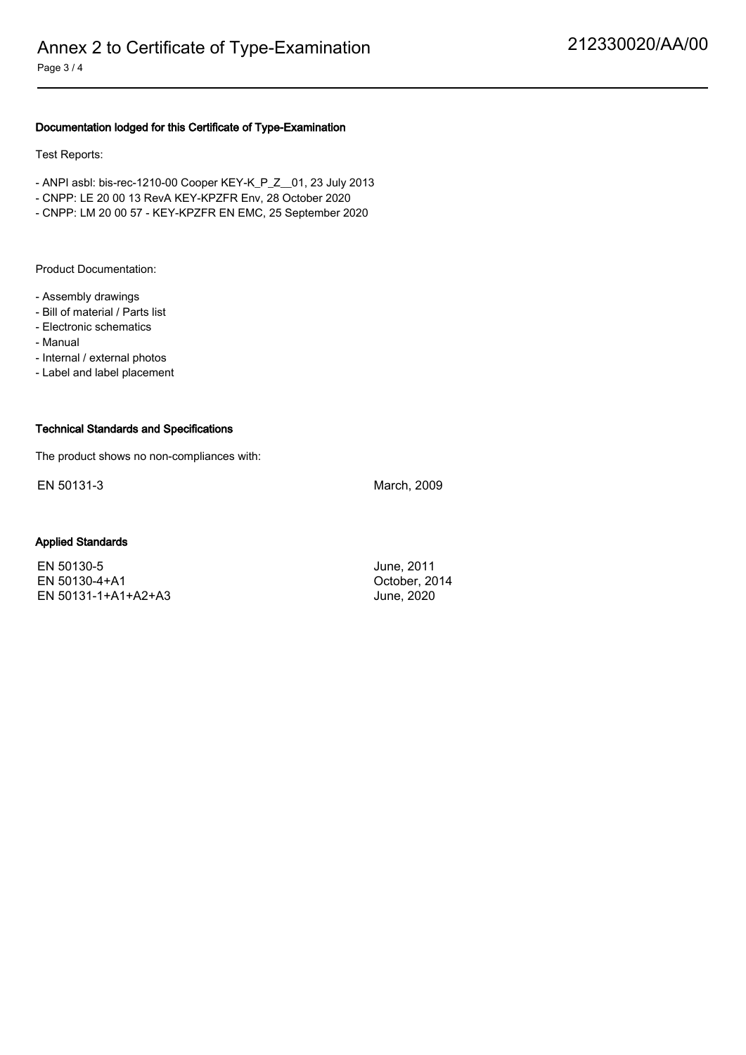### Documentation lodged for this Certificate of Type-Examination

Test Reports:

- ANPI asbl: bis-rec-1210-00 Cooper KEY-K_P_Z__01, 23 July 2013
- CNPP: LE 20 00 13 RevA KEY-KPZFR Env, 28 October 2020
- CNPP: LM 20 00 57 - KEY-KPZFR EN EMC, 25 September 2020

Product Documentation:

- Assembly drawings
- Bill of material / Parts list
- Electronic schematics
- Manual
- Internal / external photos
- Label and label placement

### Technical Standards and Specifications

The product shows no non-compliances with:

| | |
|---|---|
| EN 50131-3 | March, 2009 |

### Applied Standards

| | |
|---|---|
| EN 50130-5 | June, 2011 |
| EN 50130-4+A1 | October, 2014 |
| EN 50131-1+A1+A2+A3 | June, 2020 |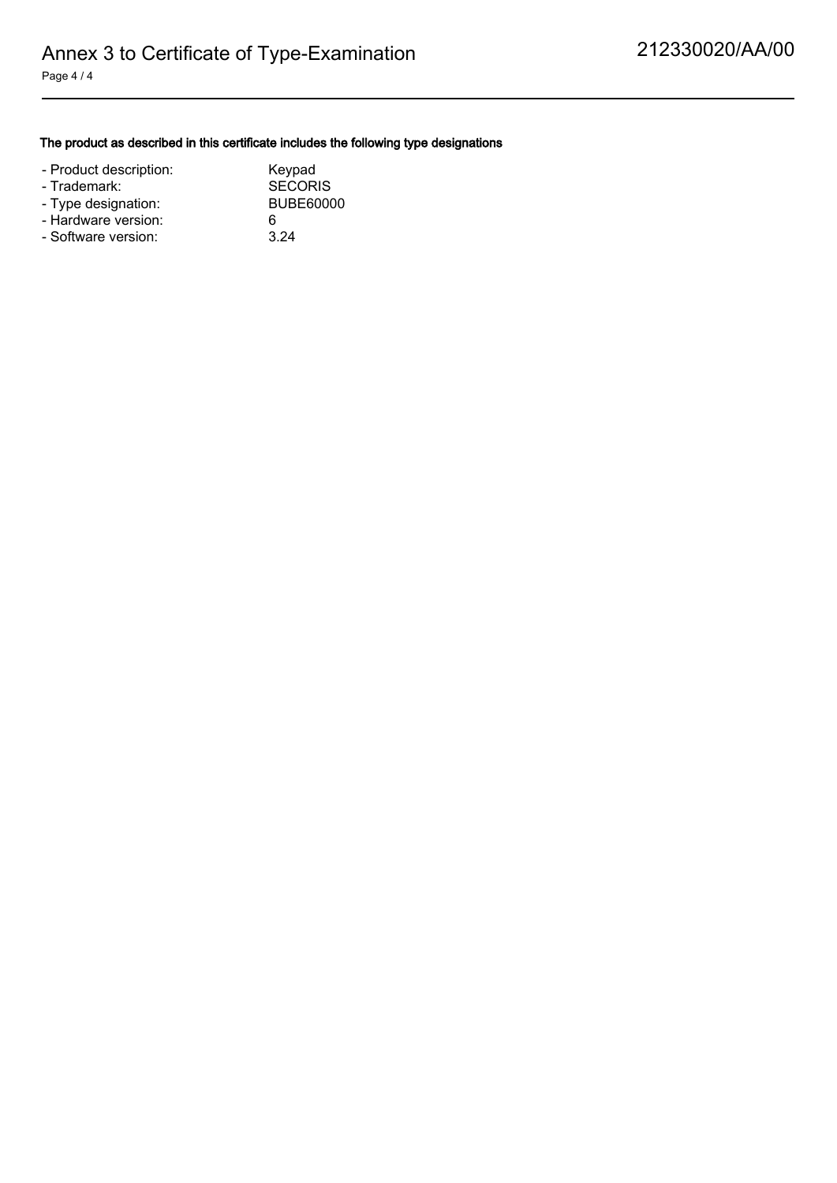**The product as described in this certificate includes the following type designations**

| | |
|---|---|
| - Product description: | Keypad |
| - Trademark: | SECORIS |
| - Type designation: | BUBE60000 |
| - Hardware version: | 6 |
| - Software version: | 3.24 |